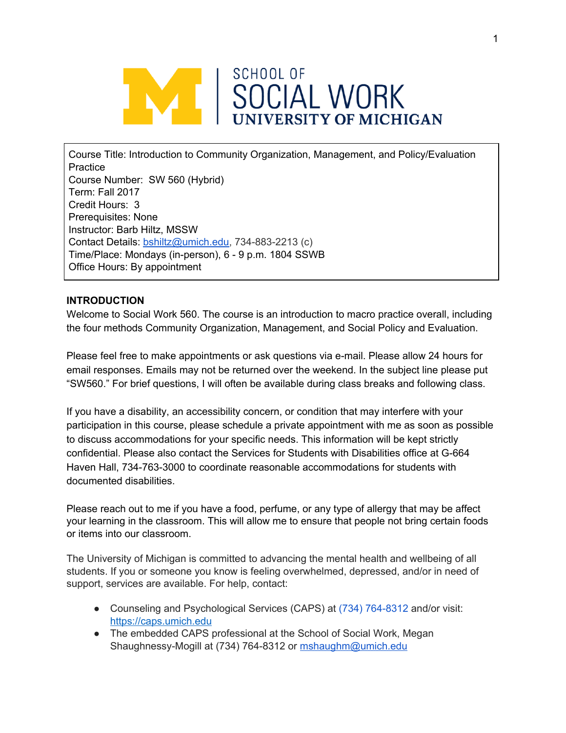SCHOOL OF SOCIAL WORK
UNIVERSITY OF MICHIGAN

Course Title: Introduction to Community Organization, Management, and Policy/Evaluation Practice
Course Number: SW 560 (Hybrid)
Term: Fall 2017
Credit Hours: 3
Prerequisites: None
Instructor: Barb Hiltz, MSSW
Contact Details: bshiltz@umich.edu, 734-883-2213 (c)
Time/Place: Mondays (in-person), 6 - 9 p.m. 1804 SSWB
Office Hours: By appointment

**INTRODUCTION**

Welcome to Social Work 560. The course is an introduction to macro practice overall, including the four methods Community Organization, Management, and Social Policy and Evaluation.

Please feel free to make appointments or ask questions via e-mail. Please allow 24 hours for email responses. Emails may not be returned over the weekend. In the subject line please put "SW560." For brief questions, I will often be available during class breaks and following class.

If you have a disability, an accessibility concern, or condition that may interfere with your participation in this course, please schedule a private appointment with me as soon as possible to discuss accommodations for your specific needs. This information will be kept strictly confidential. Please also contact the Services for Students with Disabilities office at G-664 Haven Hall, 734-763-3000 to coordinate reasonable accommodations for students with documented disabilities.

Please reach out to me if you have a food, perfume, or any type of allergy that may be affect your learning in the classroom. This will allow me to ensure that people not bring certain foods or items into our classroom.

The University of Michigan is committed to advancing the mental health and wellbeing of all students. If you or someone you know is feeling overwhelmed, depressed, and/or in need of support, services are available. For help, contact:

- Counseling and Psychological Services (CAPS) at (734) 764-8312 and/or visit: https://caps.umich.edu
- The embedded CAPS professional at the School of Social Work, Megan Shaughnessy-Mogill at (734) 764-8312 or mshaughm@umich.edu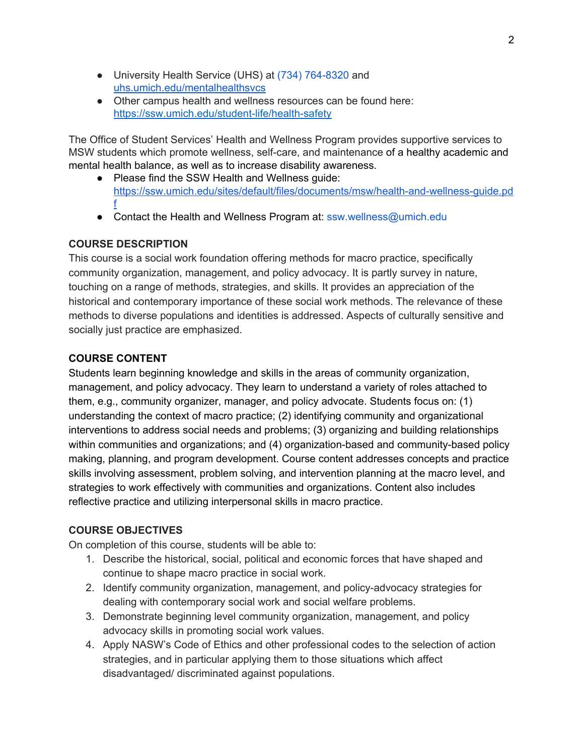- University Health Service (UHS) at (734) 764-8320 and [uhs.umich.edu/mentalhealthsvcs](uhs.umich.edu/mentalhealthsvcs)
- Other campus health and wellness resources can be found here: [https://ssw.umich.edu/student-life/health-safety](https://ssw.umich.edu/student-life/health-safety)

The Office of Student Services' Health and Wellness Program provides supportive services to MSW students which promote wellness, self-care, and maintenance of a healthy academic and mental health balance, as well as to increase disability awareness.

- Please find the SSW Health and Wellness guide: [https://ssw.umich.edu/sites/default/files/documents/msw/health-and-wellness-guide.pdf](https://ssw.umich.edu/sites/default/files/documents/msw/health-and-wellness-guide.pdf)
- Contact the Health and Wellness Program at: ssw.wellness@umich.edu

**COURSE DESCRIPTION**

This course is a social work foundation offering methods for macro practice, specifically community organization, management, and policy advocacy. It is partly survey in nature, touching on a range of methods, strategies, and skills. It provides an appreciation of the historical and contemporary importance of these social work methods. The relevance of these methods to diverse populations and identities is addressed. Aspects of culturally sensitive and socially just practice are emphasized.

**COURSE CONTENT**

Students learn beginning knowledge and skills in the areas of community organization, management, and policy advocacy. They learn to understand a variety of roles attached to them, e.g., community organizer, manager, and policy advocate. Students focus on: (1) understanding the context of macro practice; (2) identifying community and organizational interventions to address social needs and problems; (3) organizing and building relationships within communities and organizations; and (4) organization-based and community-based policy making, planning, and program development. Course content addresses concepts and practice skills involving assessment, problem solving, and intervention planning at the macro level, and strategies to work effectively with communities and organizations. Content also includes reflective practice and utilizing interpersonal skills in macro practice.

**COURSE OBJECTIVES**

On completion of this course, students will be able to:

1. Describe the historical, social, political and economic forces that have shaped and continue to shape macro practice in social work.
2. Identify community organization, management, and policy-advocacy strategies for dealing with contemporary social work and social welfare problems.
3. Demonstrate beginning level community organization, management, and policy advocacy skills in promoting social work values.
4. Apply NASW's Code of Ethics and other professional codes to the selection of action strategies, and in particular applying them to those situations which affect disadvantaged/ discriminated against populations.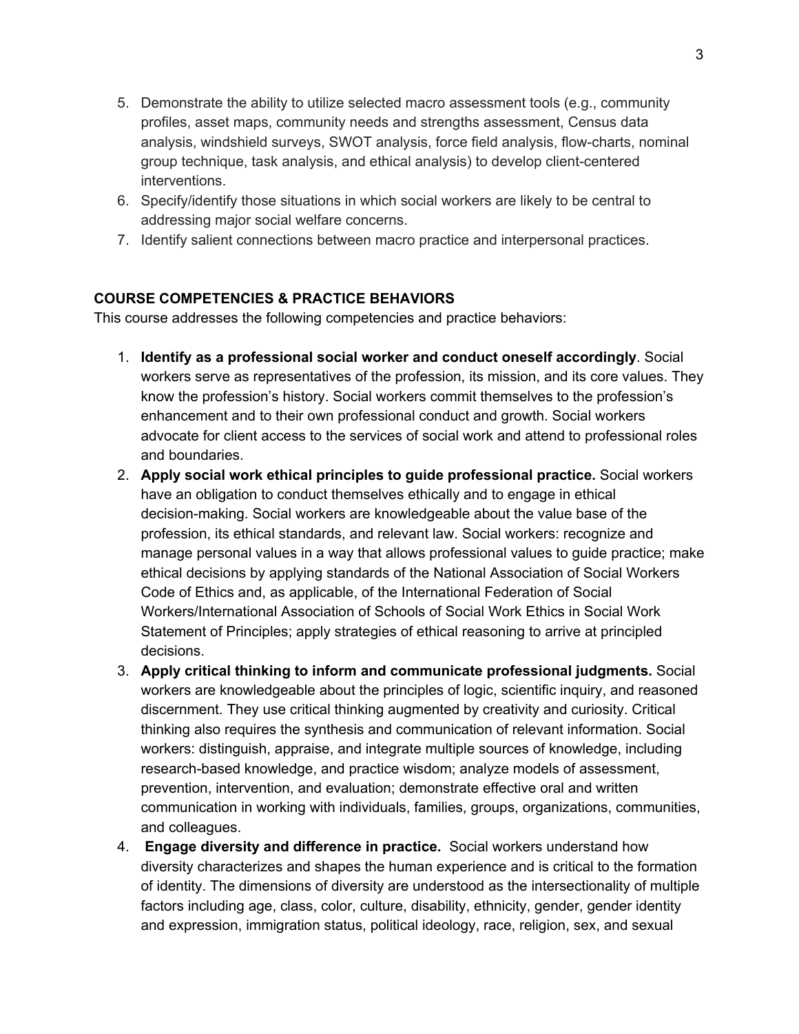5. Demonstrate the ability to utilize selected macro assessment tools (e.g., community profiles, asset maps, community needs and strengths assessment, Census data analysis, windshield surveys, SWOT analysis, force field analysis, flow-charts, nominal group technique, task analysis, and ethical analysis) to develop client-centered interventions.
6. Specify/identify those situations in which social workers are likely to be central to addressing major social welfare concerns.
7. Identify salient connections between macro practice and interpersonal practices.

## COURSE COMPETENCIES & PRACTICE BEHAVIORS

This course addresses the following competencies and practice behaviors:

1. **Identify as a professional social worker and conduct oneself accordingly**. Social workers serve as representatives of the profession, its mission, and its core values. They know the profession's history. Social workers commit themselves to the profession's enhancement and to their own professional conduct and growth. Social workers advocate for client access to the services of social work and attend to professional roles and boundaries.
2. **Apply social work ethical principles to guide professional practice.** Social workers have an obligation to conduct themselves ethically and to engage in ethical decision-making. Social workers are knowledgeable about the value base of the profession, its ethical standards, and relevant law. Social workers: recognize and manage personal values in a way that allows professional values to guide practice; make ethical decisions by applying standards of the National Association of Social Workers Code of Ethics and, as applicable, of the International Federation of Social Workers/International Association of Schools of Social Work Ethics in Social Work Statement of Principles; apply strategies of ethical reasoning to arrive at principled decisions.
3. **Apply critical thinking to inform and communicate professional judgments.** Social workers are knowledgeable about the principles of logic, scientific inquiry, and reasoned discernment. They use critical thinking augmented by creativity and curiosity. Critical thinking also requires the synthesis and communication of relevant information. Social workers: distinguish, appraise, and integrate multiple sources of knowledge, including research-based knowledge, and practice wisdom; analyze models of assessment, prevention, intervention, and evaluation; demonstrate effective oral and written communication in working with individuals, families, groups, organizations, communities, and colleagues.
4. **Engage diversity and difference in practice.** Social workers understand how diversity characterizes and shapes the human experience and is critical to the formation of identity. The dimensions of diversity are understood as the intersectionality of multiple factors including age, class, color, culture, disability, ethnicity, gender, gender identity and expression, immigration status, political ideology, race, religion, sex, and sexual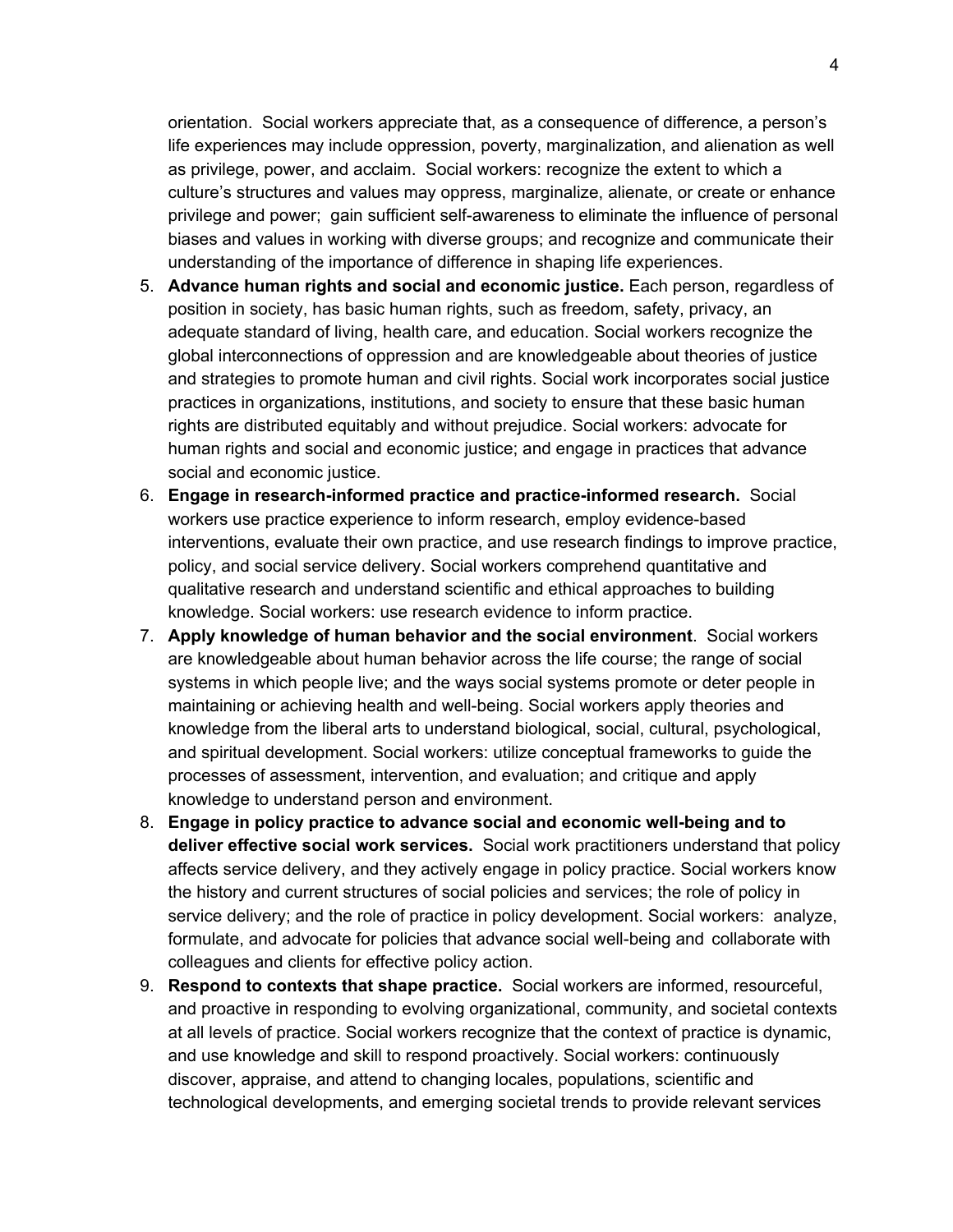orientation. Social workers appreciate that, as a consequence of difference, a person's life experiences may include oppression, poverty, marginalization, and alienation as well as privilege, power, and acclaim. Social workers: recognize the extent to which a culture's structures and values may oppress, marginalize, alienate, or create or enhance privilege and power; gain sufficient self-awareness to eliminate the influence of personal biases and values in working with diverse groups; and recognize and communicate their understanding of the importance of difference in shaping life experiences.

5. **Advance human rights and social and economic justice.** Each person, regardless of position in society, has basic human rights, such as freedom, safety, privacy, an adequate standard of living, health care, and education. Social workers recognize the global interconnections of oppression and are knowledgeable about theories of justice and strategies to promote human and civil rights. Social work incorporates social justice practices in organizations, institutions, and society to ensure that these basic human rights are distributed equitably and without prejudice. Social workers: advocate for human rights and social and economic justice; and engage in practices that advance social and economic justice.
6. **Engage in research-informed practice and practice-informed research.** Social workers use practice experience to inform research, employ evidence-based interventions, evaluate their own practice, and use research findings to improve practice, policy, and social service delivery. Social workers comprehend quantitative and qualitative research and understand scientific and ethical approaches to building knowledge. Social workers: use research evidence to inform practice.
7. **Apply knowledge of human behavior and the social environment**. Social workers are knowledgeable about human behavior across the life course; the range of social systems in which people live; and the ways social systems promote or deter people in maintaining or achieving health and well-being. Social workers apply theories and knowledge from the liberal arts to understand biological, social, cultural, psychological, and spiritual development. Social workers: utilize conceptual frameworks to guide the processes of assessment, intervention, and evaluation; and critique and apply knowledge to understand person and environment.
8. **Engage in policy practice to advance social and economic well-being and to deliver effective social work services.** Social work practitioners understand that policy affects service delivery, and they actively engage in policy practice. Social workers know the history and current structures of social policies and services; the role of policy in service delivery; and the role of practice in policy development. Social workers: analyze, formulate, and advocate for policies that advance social well-being and collaborate with colleagues and clients for effective policy action.
9. **Respond to contexts that shape practice.** Social workers are informed, resourceful, and proactive in responding to evolving organizational, community, and societal contexts at all levels of practice. Social workers recognize that the context of practice is dynamic, and use knowledge and skill to respond proactively. Social workers: continuously discover, appraise, and attend to changing locales, populations, scientific and technological developments, and emerging societal trends to provide relevant services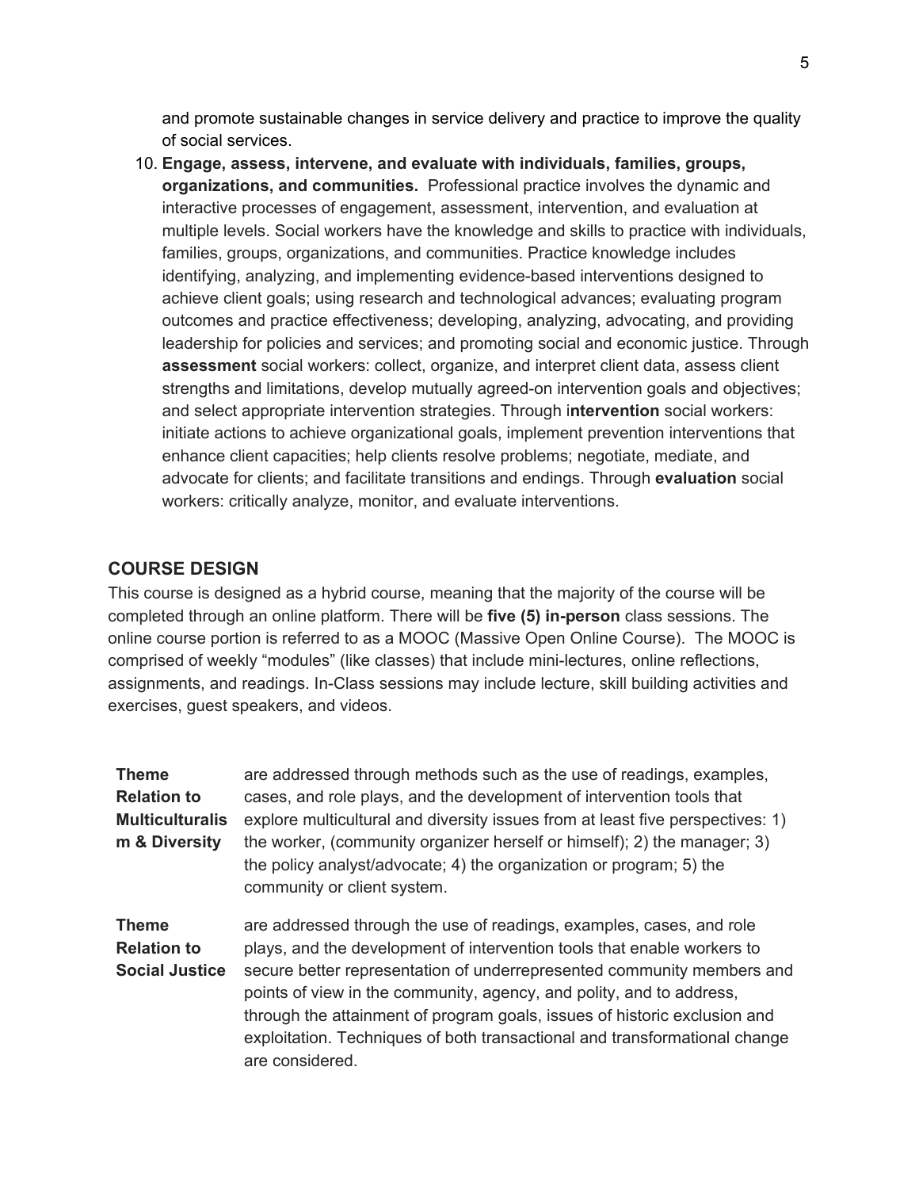and promote sustainable changes in service delivery and practice to improve the quality of social services.

10. **Engage, assess, intervene, and evaluate with individuals, families, groups, organizations, and communities.** Professional practice involves the dynamic and interactive processes of engagement, assessment, intervention, and evaluation at multiple levels. Social workers have the knowledge and skills to practice with individuals, families, groups, organizations, and communities. Practice knowledge includes identifying, analyzing, and implementing evidence-based interventions designed to achieve client goals; using research and technological advances; evaluating program outcomes and practice effectiveness; developing, analyzing, advocating, and providing leadership for policies and services; and promoting social and economic justice. Through **assessment** social workers: collect, organize, and interpret client data, assess client strengths and limitations, develop mutually agreed-on intervention goals and objectives; and select appropriate intervention strategies. Through i**ntervention** social workers: initiate actions to achieve organizational goals, implement prevention interventions that enhance client capacities; help clients resolve problems; negotiate, mediate, and advocate for clients; and facilitate transitions and endings. Through **evaluation** social workers: critically analyze, monitor, and evaluate interventions.

## COURSE DESIGN

This course is designed as a hybrid course, meaning that the majority of the course will be completed through an online platform. There will be **five (5) in-person** class sessions. The online course portion is referred to as a MOOC (Massive Open Online Course). The MOOC is comprised of weekly "modules" (like classes) that include mini-lectures, online reflections, assignments, and readings. In-Class sessions may include lecture, skill building activities and exercises, guest speakers, and videos.

| | |
|---|---|
| **Theme Relation to Multiculturalism & Diversity** | are addressed through methods such as the use of readings, examples, cases, and role plays, and the development of intervention tools that explore multicultural and diversity issues from at least five perspectives: 1) the worker, (community organizer herself or himself); 2) the manager; 3) the policy analyst/advocate; 4) the organization or program; 5) the community or client system. |
| **Theme Relation to Social Justice** | are addressed through the use of readings, examples, cases, and role plays, and the development of intervention tools that enable workers to secure better representation of underrepresented community members and points of view in the community, agency, and polity, and to address, through the attainment of program goals, issues of historic exclusion and exploitation. Techniques of both transactional and transformational change are considered. |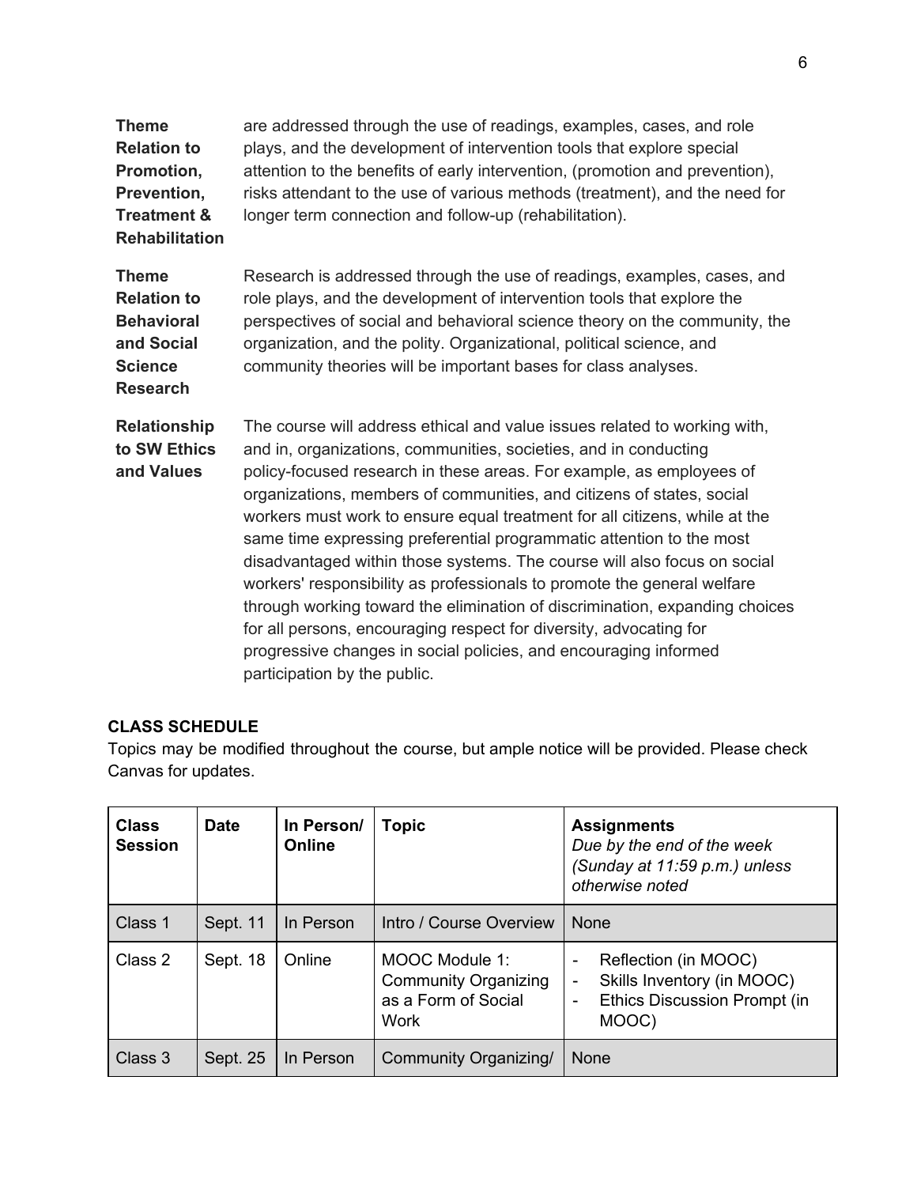| | |
|---|---|
| **Theme Relation to Promotion, Prevention, Treatment & Rehabilitation** | are addressed through the use of readings, examples, cases, and role plays, and the development of intervention tools that explore special attention to the benefits of early intervention, (promotion and prevention), risks attendant to the use of various methods (treatment), and the need for longer term connection and follow-up (rehabilitation). |
| **Theme Relation to Behavioral and Social Science Research** | Research is addressed through the use of readings, examples, cases, and role plays, and the development of intervention tools that explore the perspectives of social and behavioral science theory on the community, the organization, and the polity. Organizational, political science, and community theories will be important bases for class analyses. |
| **Relationship to SW Ethics and Values** | The course will address ethical and value issues related to working with, and in, organizations, communities, societies, and in conducting policy-focused research in these areas. For example, as employees of organizations, members of communities, and citizens of states, social workers must work to ensure equal treatment for all citizens, while at the same time expressing preferential programmatic attention to the most disadvantaged within those systems. The course will also focus on social workers' responsibility as professionals to promote the general welfare through working toward the elimination of discrimination, expanding choices for all persons, encouraging respect for diversity, advocating for progressive changes in social policies, and encouraging informed participation by the public. |

**CLASS SCHEDULE**

Topics may be modified throughout the course, but ample notice will be provided. Please check Canvas for updates.

| Class Session | Date | In Person/ Online | Topic | Assignments *Due by the end of the week (Sunday at 11:59 p.m.) unless otherwise noted* |
|---|---|---|---|---|
| Class 1 | Sept. 11 | In Person | Intro / Course Overview | None |
| Class 2 | Sept. 18 | Online | MOOC Module 1: Community Organizing as a Form of Social Work | - Reflection (in MOOC)<br>- Skills Inventory (in MOOC)<br>- Ethics Discussion Prompt (in MOOC) |
| Class 3 | Sept. 25 | In Person | Community Organizing/ | None |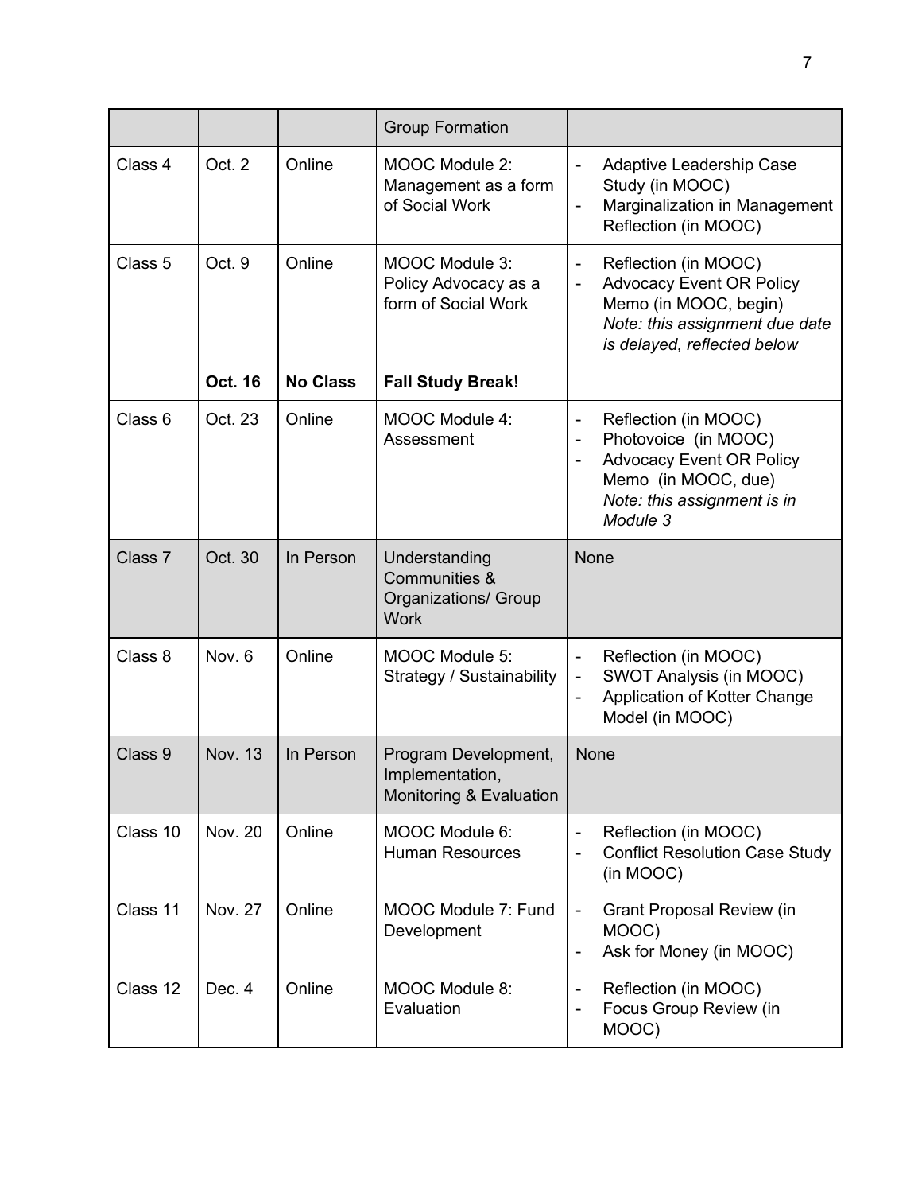| | | | Group Formation | |
|---|---|---|---|---|
| Class 4 | Oct. 2 | Online | MOOC Module 2: Management as a form of Social Work | - Adaptive Leadership Case Study (in MOOC)<br>- Marginalization in Management Reflection (in MOOC) |
| Class 5 | Oct. 9 | Online | MOOC Module 3: Policy Advocacy as a form of Social Work | - Reflection (in MOOC)<br>- Advocacy Event OR Policy Memo (in MOOC, begin) *Note: this assignment due date is delayed, reflected below* |
| | **Oct. 16** | **No Class** | **Fall Study Break!** | |
| Class 6 | Oct. 23 | Online | MOOC Module 4: Assessment | - Reflection (in MOOC)<br>- Photovoice (in MOOC)<br>- Advocacy Event OR Policy Memo (in MOOC, due) *Note: this assignment is in Module 3* |
| Class 7 | Oct. 30 | In Person | Understanding Communities & Organizations/ Group Work | None |
| Class 8 | Nov. 6 | Online | MOOC Module 5: Strategy / Sustainability | - Reflection (in MOOC)<br>- SWOT Analysis (in MOOC)<br>- Application of Kotter Change Model (in MOOC) |
| Class 9 | Nov. 13 | In Person | Program Development, Implementation, Monitoring & Evaluation | None |
| Class 10 | Nov. 20 | Online | MOOC Module 6: Human Resources | - Reflection (in MOOC)<br>- Conflict Resolution Case Study (in MOOC) |
| Class 11 | Nov. 27 | Online | MOOC Module 7: Fund Development | - Grant Proposal Review (in MOOC)<br>- Ask for Money (in MOOC) |
| Class 12 | Dec. 4 | Online | MOOC Module 8: Evaluation | - Reflection (in MOOC)<br>- Focus Group Review (in MOOC) |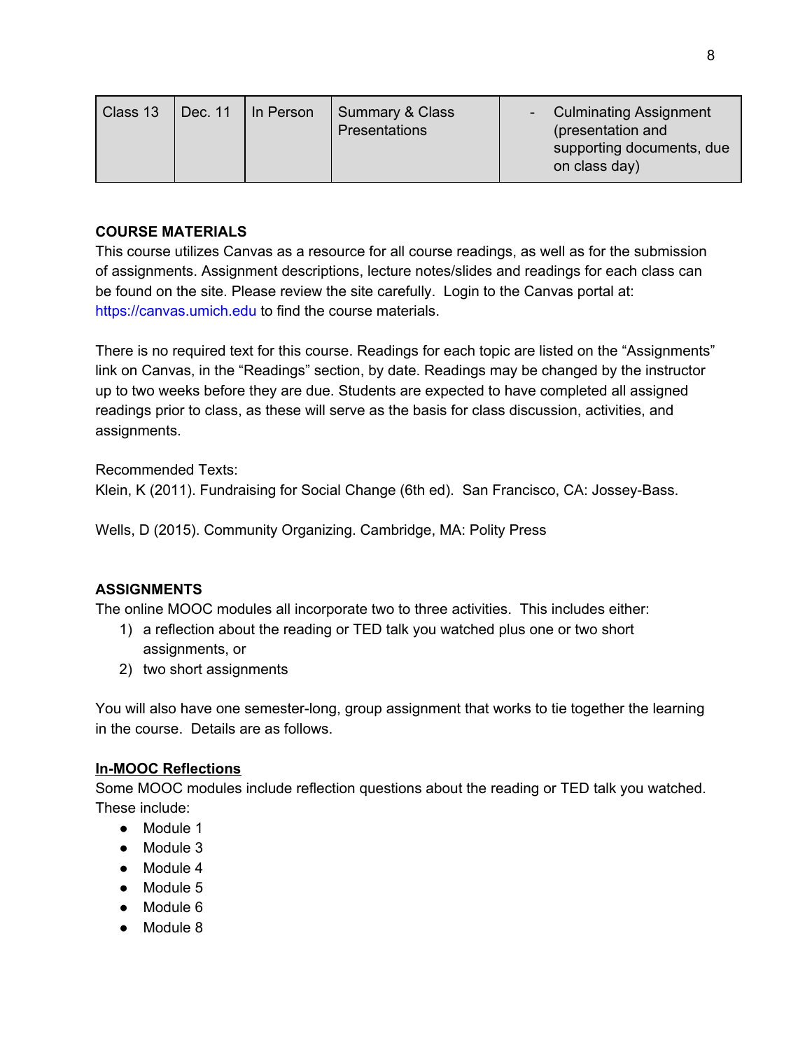| Class 13 | Dec. 11 | In Person | Summary & Class Presentations | - Culminating Assignment (presentation and supporting documents, due on class day) |
|---|---|---|---|---|

**COURSE MATERIALS**

This course utilizes Canvas as a resource for all course readings, as well as for the submission of assignments. Assignment descriptions, lecture notes/slides and readings for each class can be found on the site. Please review the site carefully. Login to the Canvas portal at: https://canvas.umich.edu to find the course materials.

There is no required text for this course. Readings for each topic are listed on the "Assignments" link on Canvas, in the "Readings" section, by date. Readings may be changed by the instructor up to two weeks before they are due. Students are expected to have completed all assigned readings prior to class, as these will serve as the basis for class discussion, activities, and assignments.

Recommended Texts:

Klein, K (2011). Fundraising for Social Change (6th ed). San Francisco, CA: Jossey-Bass.

Wells, D (2015). Community Organizing. Cambridge, MA: Polity Press

**ASSIGNMENTS**

The online MOOC modules all incorporate two to three activities. This includes either:

1) a reflection about the reading or TED talk you watched plus one or two short assignments, or
2) two short assignments

You will also have one semester-long, group assignment that works to tie together the learning in the course. Details are as follows.

**In-MOOC Reflections**

Some MOOC modules include reflection questions about the reading or TED talk you watched. These include:

- Module 1
- Module 3
- Module 4
- Module 5
- Module 6
- Module 8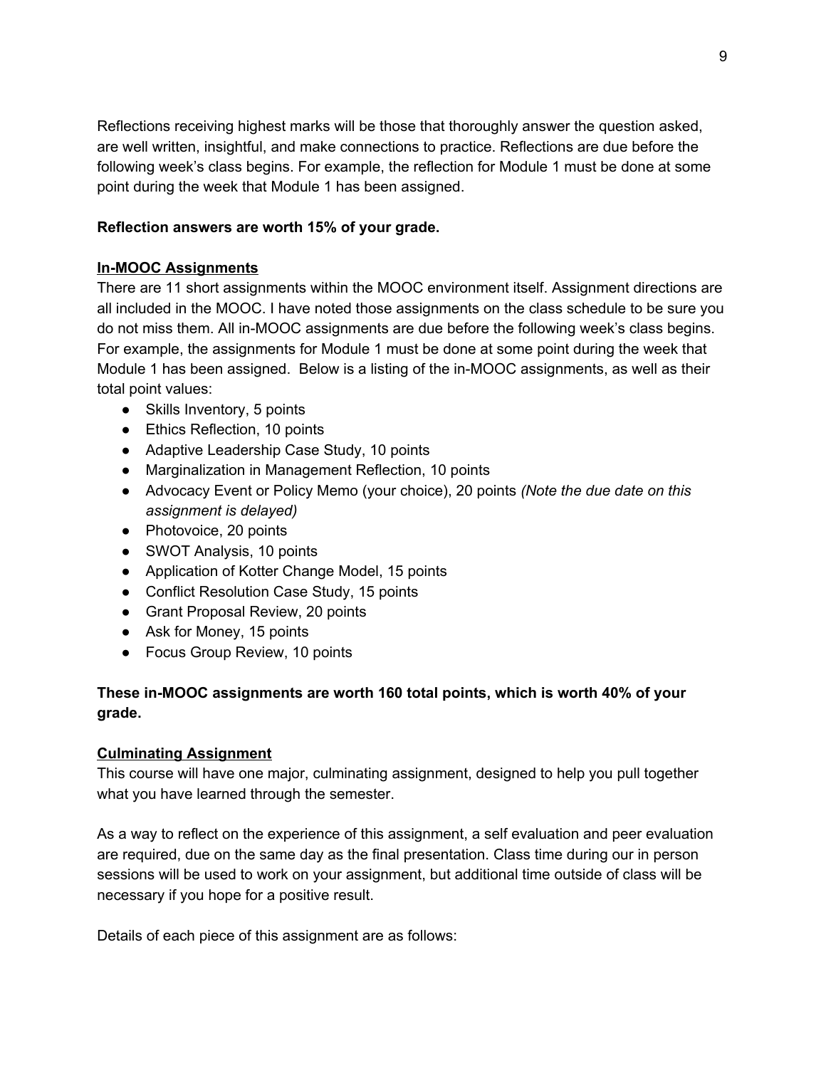Reflections receiving highest marks will be those that thoroughly answer the question asked, are well written, insightful, and make connections to practice. Reflections are due before the following week's class begins. For example, the reflection for Module 1 must be done at some point during the week that Module 1 has been assigned.

**Reflection answers are worth 15% of your grade.**

**<u>In-MOOC Assignments</u>**

There are 11 short assignments within the MOOC environment itself. Assignment directions are all included in the MOOC. I have noted those assignments on the class schedule to be sure you do not miss them. All in-MOOC assignments are due before the following week's class begins. For example, the assignments for Module 1 must be done at some point during the week that Module 1 has been assigned. Below is a listing of the in-MOOC assignments, as well as their total point values:

- Skills Inventory, 5 points
- Ethics Reflection, 10 points
- Adaptive Leadership Case Study, 10 points
- Marginalization in Management Reflection, 10 points
- Advocacy Event or Policy Memo (your choice), 20 points *(Note the due date on this assignment is delayed)*
- Photovoice, 20 points
- SWOT Analysis, 10 points
- Application of Kotter Change Model, 15 points
- Conflict Resolution Case Study, 15 points
- Grant Proposal Review, 20 points
- Ask for Money, 15 points
- Focus Group Review, 10 points

**These in-MOOC assignments are worth 160 total points, which is worth 40% of your grade.**

**<u>Culminating Assignment</u>**

This course will have one major, culminating assignment, designed to help you pull together what you have learned through the semester.

As a way to reflect on the experience of this assignment, a self evaluation and peer evaluation are required, due on the same day as the final presentation. Class time during our in person sessions will be used to work on your assignment, but additional time outside of class will be necessary if you hope for a positive result.

Details of each piece of this assignment are as follows: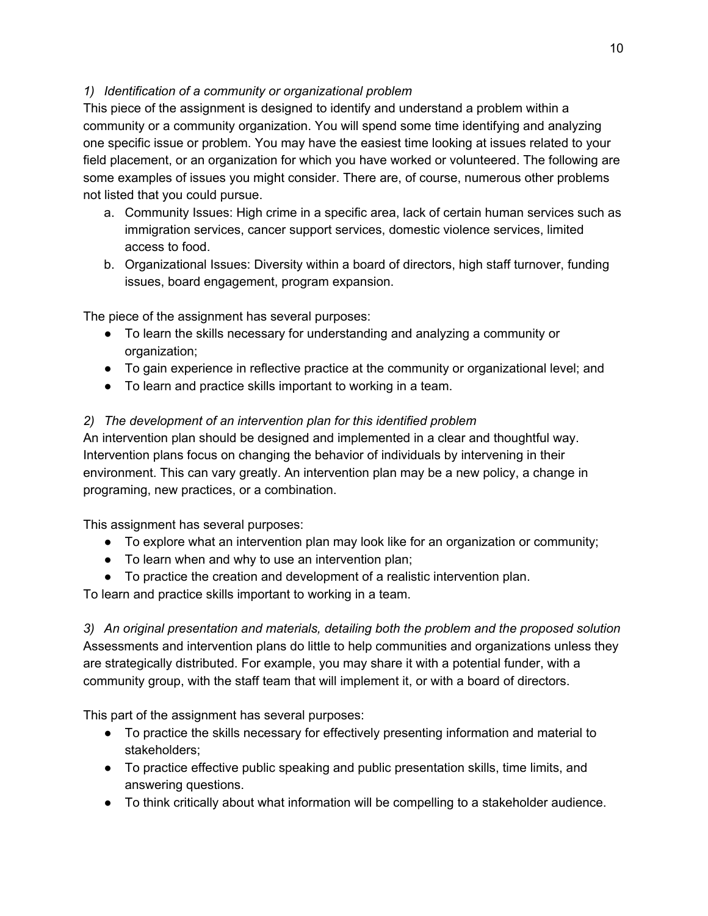*1) Identification of a community or organizational problem*

This piece of the assignment is designed to identify and understand a problem within a community or a community organization. You will spend some time identifying and analyzing one specific issue or problem. You may have the easiest time looking at issues related to your field placement, or an organization for which you have worked or volunteered. The following are some examples of issues you might consider. There are, of course, numerous other problems not listed that you could pursue.

a. Community Issues: High crime in a specific area, lack of certain human services such as immigration services, cancer support services, domestic violence services, limited access to food.
b. Organizational Issues: Diversity within a board of directors, high staff turnover, funding issues, board engagement, program expansion.

The piece of the assignment has several purposes:

- To learn the skills necessary for understanding and analyzing a community or organization;
- To gain experience in reflective practice at the community or organizational level; and
- To learn and practice skills important to working in a team.

*2) The development of an intervention plan for this identified problem*

An intervention plan should be designed and implemented in a clear and thoughtful way. Intervention plans focus on changing the behavior of individuals by intervening in their environment. This can vary greatly. An intervention plan may be a new policy, a change in programing, new practices, or a combination.

This assignment has several purposes:

- To explore what an intervention plan may look like for an organization or community;
- To learn when and why to use an intervention plan;
- To practice the creation and development of a realistic intervention plan.

To learn and practice skills important to working in a team.

*3) An original presentation and materials, detailing both the problem and the proposed solution*

Assessments and intervention plans do little to help communities and organizations unless they are strategically distributed. For example, you may share it with a potential funder, with a community group, with the staff team that will implement it, or with a board of directors.

This part of the assignment has several purposes:

- To practice the skills necessary for effectively presenting information and material to stakeholders;
- To practice effective public speaking and public presentation skills, time limits, and answering questions.
- To think critically about what information will be compelling to a stakeholder audience.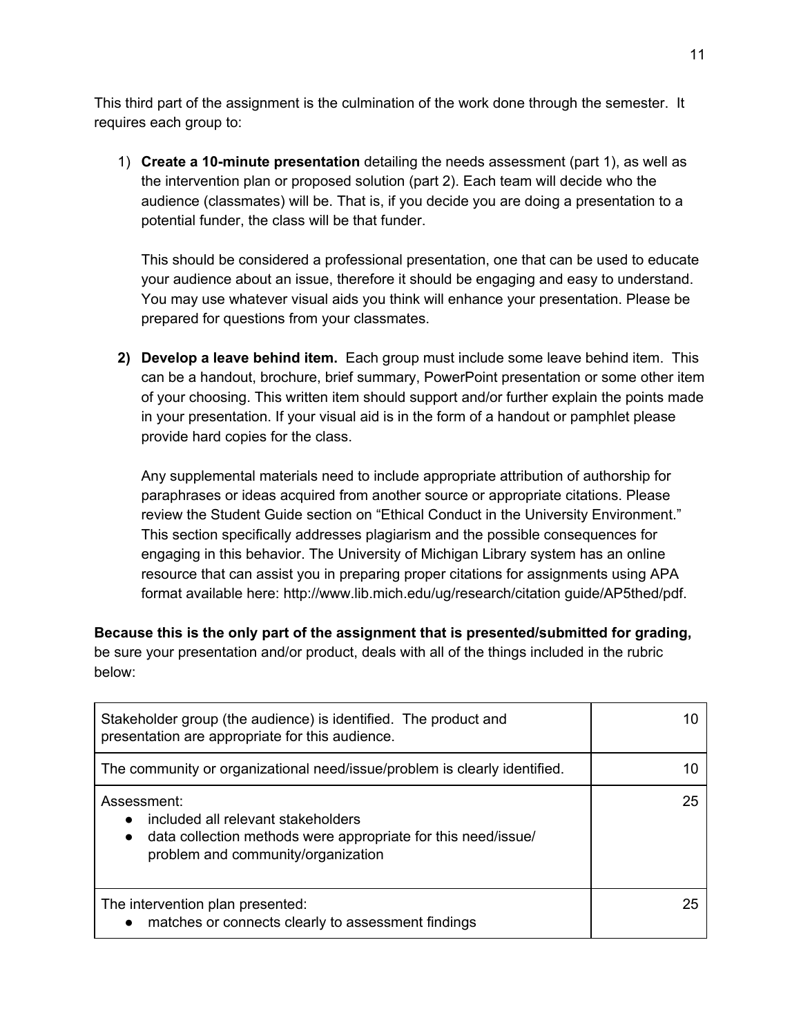This third part of the assignment is the culmination of the work done through the semester. It requires each group to:

1) **Create a 10-minute presentation** detailing the needs assessment (part 1), as well as the intervention plan or proposed solution (part 2). Each team will decide who the audience (classmates) will be. That is, if you decide you are doing a presentation to a potential funder, the class will be that funder.

   This should be considered a professional presentation, one that can be used to educate your audience about an issue, therefore it should be engaging and easy to understand. You may use whatever visual aids you think will enhance your presentation. Please be prepared for questions from your classmates.

2) **Develop a leave behind item.** Each group must include some leave behind item. This can be a handout, brochure, brief summary, PowerPoint presentation or some other item of your choosing. This written item should support and/or further explain the points made in your presentation. If your visual aid is in the form of a handout or pamphlet please provide hard copies for the class.

   Any supplemental materials need to include appropriate attribution of authorship for paraphrases or ideas acquired from another source or appropriate citations. Please review the Student Guide section on "Ethical Conduct in the University Environment." This section specifically addresses plagiarism and the possible consequences for engaging in this behavior. The University of Michigan Library system has an online resource that can assist you in preparing proper citations for assignments using APA format available here: http://www.lib.mich.edu/ug/research/citation guide/AP5thed/pdf.

**Because this is the only part of the assignment that is presented/submitted for grading,** be sure your presentation and/or product, deals with all of the things included in the rubric below:

| | |
|---|---|
| Stakeholder group (the audience) is identified. The product and presentation are appropriate for this audience. | 10 |
| The community or organizational need/issue/problem is clearly identified. | 10 |
| Assessment:<br>• included all relevant stakeholders<br>• data collection methods were appropriate for this need/issue/ problem and community/organization | 25 |
| The intervention plan presented:<br>• matches or connects clearly to assessment findings | 25 |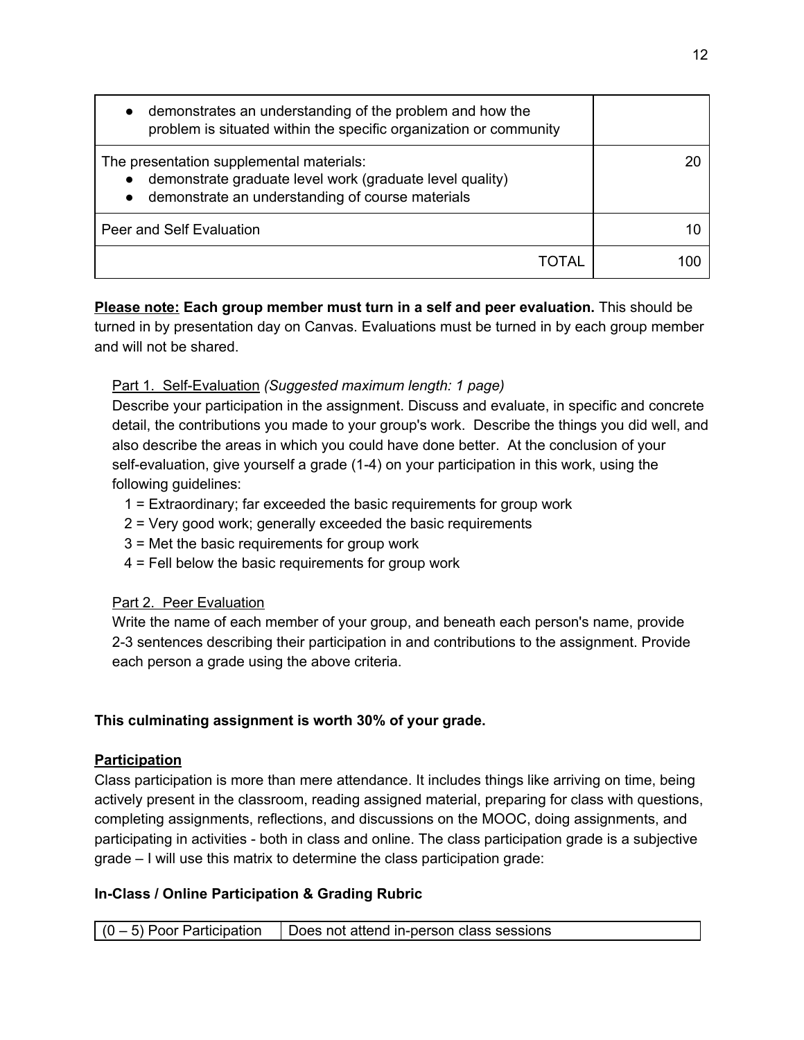| | |
|---|---|
| • demonstrates an understanding of the problem and how the problem is situated within the specific organization or community | |
| The presentation supplemental materials:<br>• demonstrate graduate level work (graduate level quality)<br>• demonstrate an understanding of course materials | 20 |
| Peer and Self Evaluation | 10 |
| TOTAL | 100 |

<u>**Please note:**</u> **Each group member must turn in a self and peer evaluation.** This should be turned in by presentation day on Canvas. Evaluations must be turned in by each group member and will not be shared.

<u>Part 1. Self-Evaluation</u> *(Suggested maximum length: 1 page)*

Describe your participation in the assignment. Discuss and evaluate, in specific and concrete detail, the contributions you made to your group's work. Describe the things you did well, and also describe the areas in which you could have done better. At the conclusion of your self-evaluation, give yourself a grade (1-4) on your participation in this work, using the following guidelines:

1 = Extraordinary; far exceeded the basic requirements for group work
2 = Very good work; generally exceeded the basic requirements
3 = Met the basic requirements for group work
4 = Fell below the basic requirements for group work

<u>Part 2. Peer Evaluation</u>

Write the name of each member of your group, and beneath each person's name, provide 2-3 sentences describing their participation in and contributions to the assignment. Provide each person a grade using the above criteria.

**This culminating assignment is worth 30% of your grade.**

<u>**Participation**</u>

Class participation is more than mere attendance. It includes things like arriving on time, being actively present in the classroom, reading assigned material, preparing for class with questions, completing assignments, reflections, and discussions on the MOOC, doing assignments, and participating in activities - both in class and online. The class participation grade is a subjective grade – I will use this matrix to determine the class participation grade:

**In-Class / Online Participation & Grading Rubric**

| | |
|---|---|
| (0 – 5) Poor Participation | Does not attend in-person class sessions |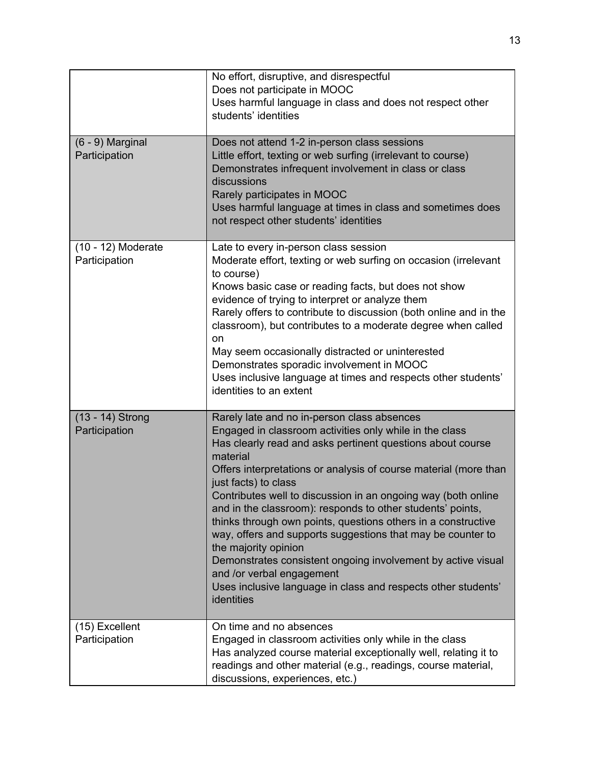| | |
|---|---|
| | No effort, disruptive, and disrespectful<br>Does not participate in MOOC<br>Uses harmful language in class and does not respect other students' identities |
| (6 - 9) Marginal Participation | Does not attend 1-2 in-person class sessions<br>Little effort, texting or web surfing (irrelevant to course)<br>Demonstrates infrequent involvement in class or class discussions<br>Rarely participates in MOOC<br>Uses harmful language at times in class and sometimes does not respect other students' identities |
| (10 - 12) Moderate Participation | Late to every in-person class session<br>Moderate effort, texting or web surfing on occasion (irrelevant to course)<br>Knows basic case or reading facts, but does not show evidence of trying to interpret or analyze them<br>Rarely offers to contribute to discussion (both online and in the classroom), but contributes to a moderate degree when called on<br>May seem occasionally distracted or uninterested<br>Demonstrates sporadic involvement in MOOC<br>Uses inclusive language at times and respects other students' identities to an extent |
| (13 - 14) Strong Participation | Rarely late and no in-person class absences<br>Engaged in classroom activities only while in the class<br>Has clearly read and asks pertinent questions about course material<br>Offers interpretations or analysis of course material (more than just facts) to class<br>Contributes well to discussion in an ongoing way (both online and in the classroom): responds to other students' points, thinks through own points, questions others in a constructive way, offers and supports suggestions that may be counter to the majority opinion<br>Demonstrates consistent ongoing involvement by active visual and /or verbal engagement<br>Uses inclusive language in class and respects other students' identities |
| (15) Excellent Participation | On time and no absences<br>Engaged in classroom activities only while in the class<br>Has analyzed course material exceptionally well, relating it to readings and other material (e.g., readings, course material, discussions, experiences, etc.) |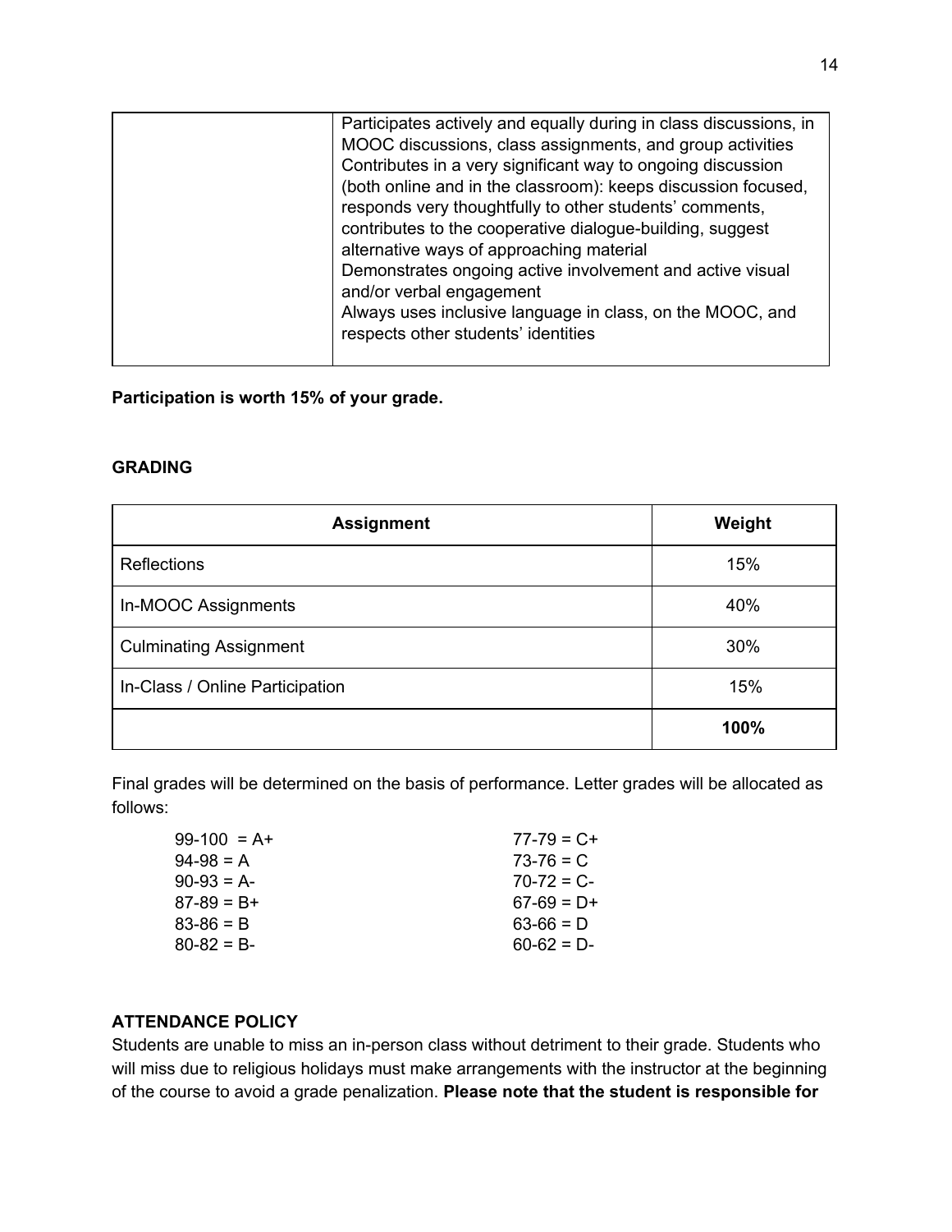| | |
|---|---|
| | Participates actively and equally during in class discussions, in MOOC discussions, class assignments, and group activities<br>Contributes in a very significant way to ongoing discussion (both online and in the classroom): keeps discussion focused, responds very thoughtfully to other students' comments, contributes to the cooperative dialogue-building, suggest alternative ways of approaching material<br>Demonstrates ongoing active involvement and active visual and/or verbal engagement<br>Always uses inclusive language in class, on the MOOC, and respects other students' identities |

**Participation is worth 15% of your grade.**

**GRADING**

| Assignment | Weight |
|---|---|
| Reflections | 15% |
| In-MOOC Assignments | 40% |
| Culminating Assignment | 30% |
| In-Class / Online Participation | 15% |
| | **100%** |

Final grades will be determined on the basis of performance. Letter grades will be allocated as follows:

99-100 = A+
94-98 = A
90-93 = A-
87-89 = B+
83-86 = B
80-82 = B-
77-79 = C+
73-76 = C
70-72 = C-
67-69 = D+
63-66 = D
60-62 = D-

**ATTENDANCE POLICY**

Students are unable to miss an in-person class without detriment to their grade. Students who will miss due to religious holidays must make arrangements with the instructor at the beginning of the course to avoid a grade penalization. **Please note that the student is responsible for**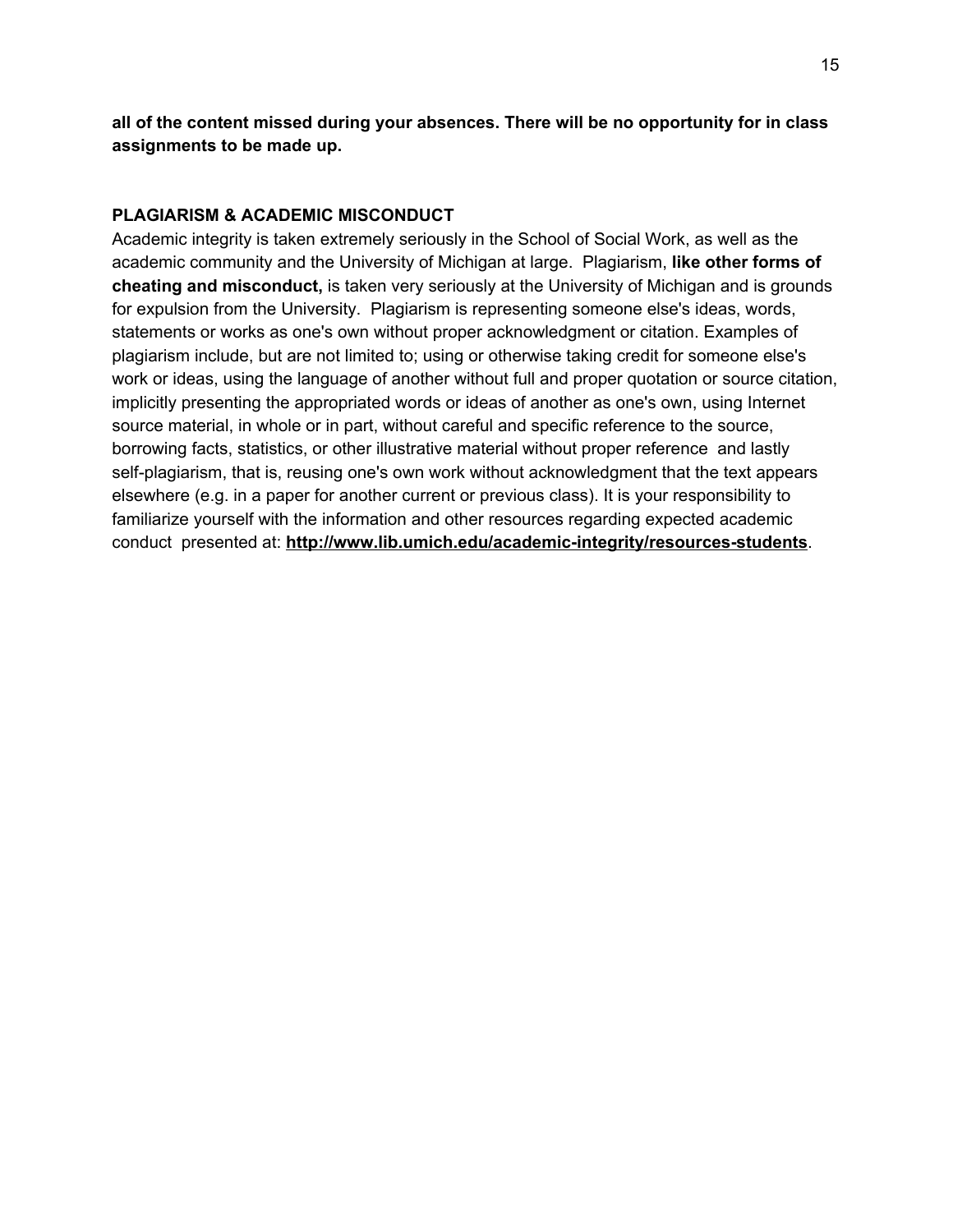**all of the content missed during your absences. There will be no opportunity for in class assignments to be made up.**

## PLAGIARISM & ACADEMIC MISCONDUCT

Academic integrity is taken extremely seriously in the School of Social Work, as well as the academic community and the University of Michigan at large. Plagiarism, **like other forms of cheating and misconduct,** is taken very seriously at the University of Michigan and is grounds for expulsion from the University. Plagiarism is representing someone else's ideas, words, statements or works as one's own without proper acknowledgment or citation. Examples of plagiarism include, but are not limited to; using or otherwise taking credit for someone else's work or ideas, using the language of another without full and proper quotation or source citation, implicitly presenting the appropriated words or ideas of another as one's own, using Internet source material, in whole or in part, without careful and specific reference to the source, borrowing facts, statistics, or other illustrative material without proper reference and lastly self-plagiarism, that is, reusing one's own work without acknowledgment that the text appears elsewhere (e.g. in a paper for another current or previous class). It is your responsibility to familiarize yourself with the information and other resources regarding expected academic conduct presented at: **http://www.lib.umich.edu/academic-integrity/resources-students**.